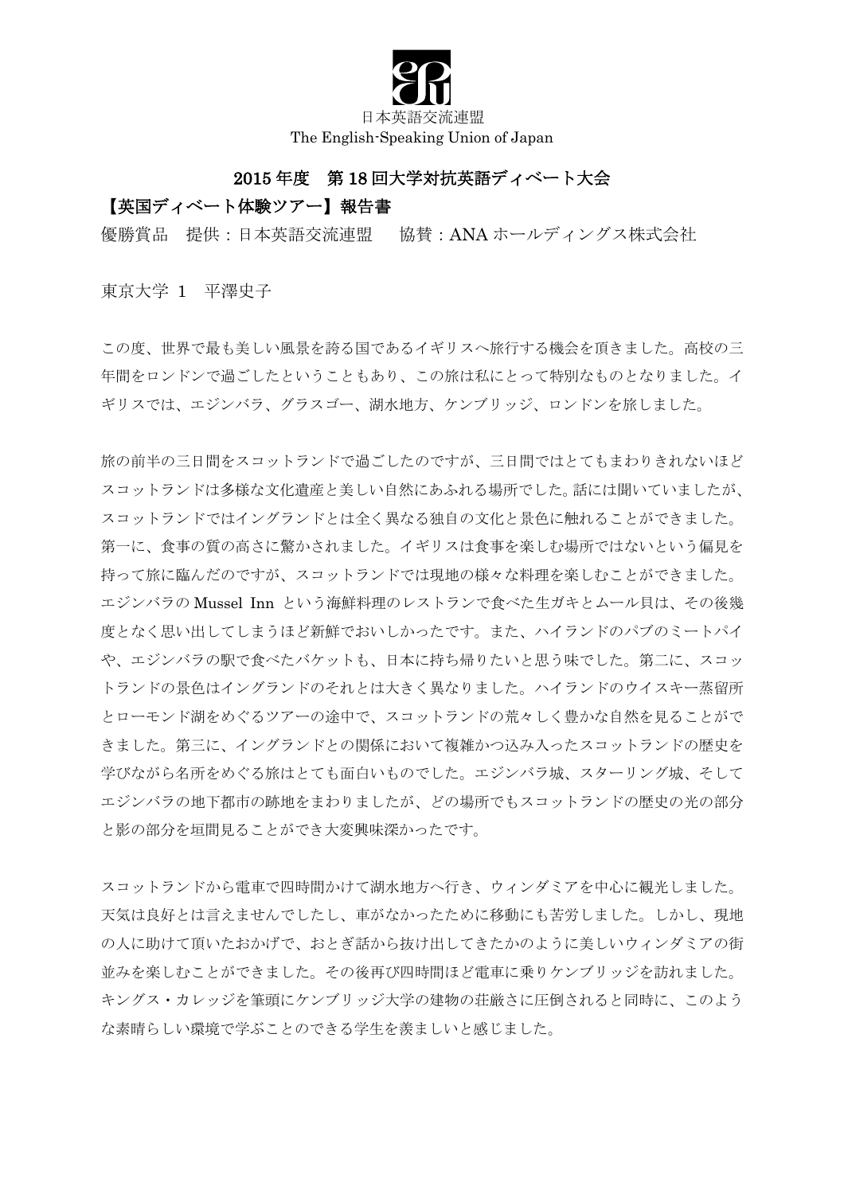日本英語交流連盟
The English-Speaking Union of Japan

# 2015 年度　第 18 回大学対抗英語ディベート大会

## 【英国ディベート体験ツアー】報告書

優勝賞品　提供：日本英語交流連盟　　協賛：ANA ホールディングス株式会社

東京大学 1　平澤史子

この度、世界で最も美しい風景を誇る国であるイギリスへ旅行する機会を頂きました。高校の三年間をロンドンで過ごしたということもあり、この旅は私にとって特別なものとなりました。イギリスでは、エジンバラ、グラスゴー、湖水地方、ケンブリッジ、ロンドンを旅しました。

旅の前半の三日間をスコットランドで過ごしたのですが、三日間ではとてもまわりきれないほどスコットランドは多様な文化遺産と美しい自然にあふれる場所でした。話には聞いていましたが、スコットランドではイングランドとは全く異なる独自の文化と景色に触れることができました。第一に、食事の質の高さに驚かされました。イギリスは食事を楽しむ場所ではないという偏見を持って旅に臨んだのですが、スコットランドでは現地の様々な料理を楽しむことができました。エジンバラの Mussel Inn という海鮮料理のレストランで食べた生ガキとムール貝は、その後幾度となく思い出してしまうほど新鮮でおいしかったです。また、ハイランドのパブのミートパイや、エジンバラの駅で食べたバケットも、日本に持ち帰りたいと思う味でした。第二に、スコットランドの景色はイングランドのそれとは大きく異なりました。ハイランドのウイスキー蒸留所とローモンド湖をめぐるツアーの途中で、スコットランドの荒々しく豊かな自然を見ることができました。第三に、イングランドとの関係において複雑かつ込み入ったスコットランドの歴史を学びながら名所をめぐる旅はとても面白いものでした。エジンバラ城、スターリング城、そしてエジンバラの地下都市の跡地をまわりましたが、どの場所でもスコットランドの歴史の光の部分と影の部分を垣間見ることができ大変興味深かったです。

スコットランドから電車で四時間かけて湖水地方へ行き、ウィンダミアを中心に観光しました。天気は良好とは言えませんでしたし、車がなかったために移動にも苦労しました。しかし、現地の人に助けて頂いたおかげで、おとぎ話から抜け出してきたかのように美しいウィンダミアの街並みを楽しむことができました。その後再び四時間ほど電車に乗りケンブリッジを訪れました。キングス・カレッジを筆頭にケンブリッジ大学の建物の荘厳さに圧倒されると同時に、このような素晴らしい環境で学ぶことのできる学生を羨ましいと感じました。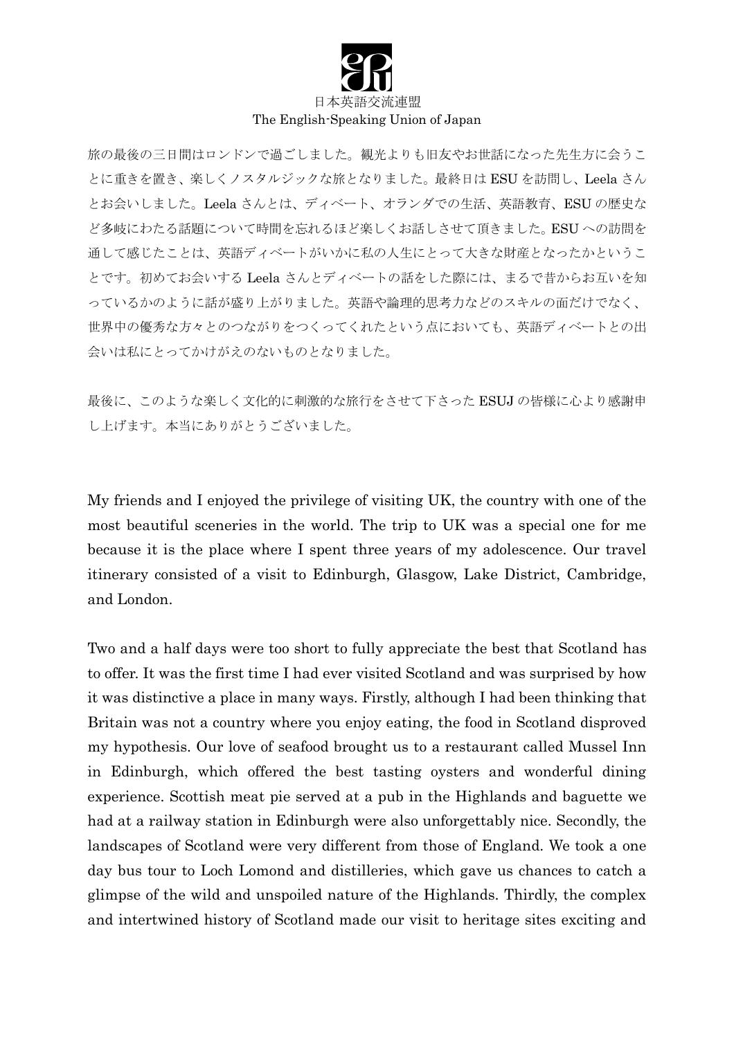旅の最後の三日間はロンドンで過ごしました。観光よりも旧友やお世話になった先生方に会うことに重きを置き、楽しくノスタルジックな旅となりました。最終日は ESU を訪問し、Leela さんとお会いしました。Leela さんとは、ディベート、オランダでの生活、英語教育、ESU の歴史など多岐にわたる話題について時間を忘れるほど楽しくお話しさせて頂きました。ESU への訪問を通して感じたことは、英語ディベートがいかに私の人生にとって大きな財産となったかということです。初めてお会いする Leela さんとディベートの話をした際には、まるで昔からお互いを知っているかのように話が盛り上がりました。英語や論理的思考力などのスキルの面だけでなく、世界中の優秀な方々とのつながりをつくってくれたという点においても、英語ディベートとの出会いは私にとってかけがえのないものとなりました。

最後に、このような楽しく文化的に刺激的な旅行をさせて下さった ESUJ の皆様に心より感謝申し上げます。本当にありがとうございました。

My friends and I enjoyed the privilege of visiting UK, the country with one of the most beautiful sceneries in the world. The trip to UK was a special one for me because it is the place where I spent three years of my adolescence. Our travel itinerary consisted of a visit to Edinburgh, Glasgow, Lake District, Cambridge, and London.

Two and a half days were too short to fully appreciate the best that Scotland has to offer. It was the first time I had ever visited Scotland and was surprised by how it was distinctive a place in many ways. Firstly, although I had been thinking that Britain was not a country where you enjoy eating, the food in Scotland disproved my hypothesis. Our love of seafood brought us to a restaurant called Mussel Inn in Edinburgh, which offered the best tasting oysters and wonderful dining experience. Scottish meat pie served at a pub in the Highlands and baguette we had at a railway station in Edinburgh were also unforgettably nice. Secondly, the landscapes of Scotland were very different from those of England. We took a one day bus tour to Loch Lomond and distilleries, which gave us chances to catch a glimpse of the wild and unspoiled nature of the Highlands. Thirdly, the complex and intertwined history of Scotland made our visit to heritage sites exciting and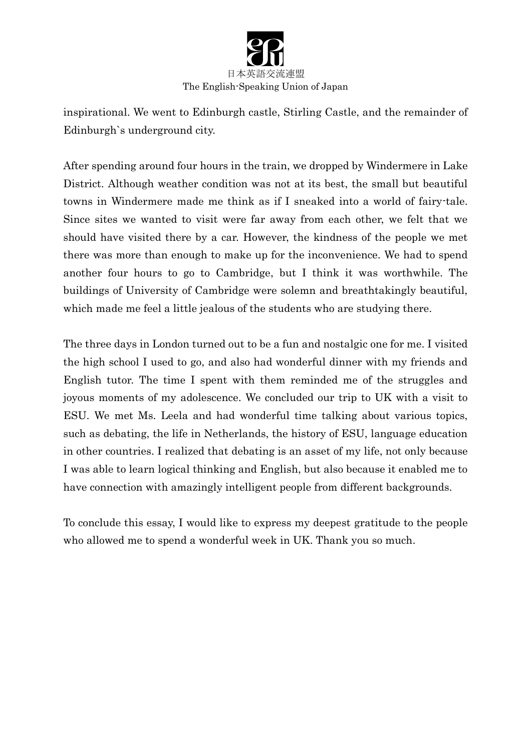inspirational. We went to Edinburgh castle, Stirling Castle, and the remainder of Edinburgh`s underground city.

After spending around four hours in the train, we dropped by Windermere in Lake District. Although weather condition was not at its best, the small but beautiful towns in Windermere made me think as if I sneaked into a world of fairy-tale. Since sites we wanted to visit were far away from each other, we felt that we should have visited there by a car. However, the kindness of the people we met there was more than enough to make up for the inconvenience. We had to spend another four hours to go to Cambridge, but I think it was worthwhile. The buildings of University of Cambridge were solemn and breathtakingly beautiful, which made me feel a little jealous of the students who are studying there.

The three days in London turned out to be a fun and nostalgic one for me. I visited the high school I used to go, and also had wonderful dinner with my friends and English tutor. The time I spent with them reminded me of the struggles and joyous moments of my adolescence. We concluded our trip to UK with a visit to ESU. We met Ms. Leela and had wonderful time talking about various topics, such as debating, the life in Netherlands, the history of ESU, language education in other countries. I realized that debating is an asset of my life, not only because I was able to learn logical thinking and English, but also because it enabled me to have connection with amazingly intelligent people from different backgrounds.

To conclude this essay, I would like to express my deepest gratitude to the people who allowed me to spend a wonderful week in UK. Thank you so much.